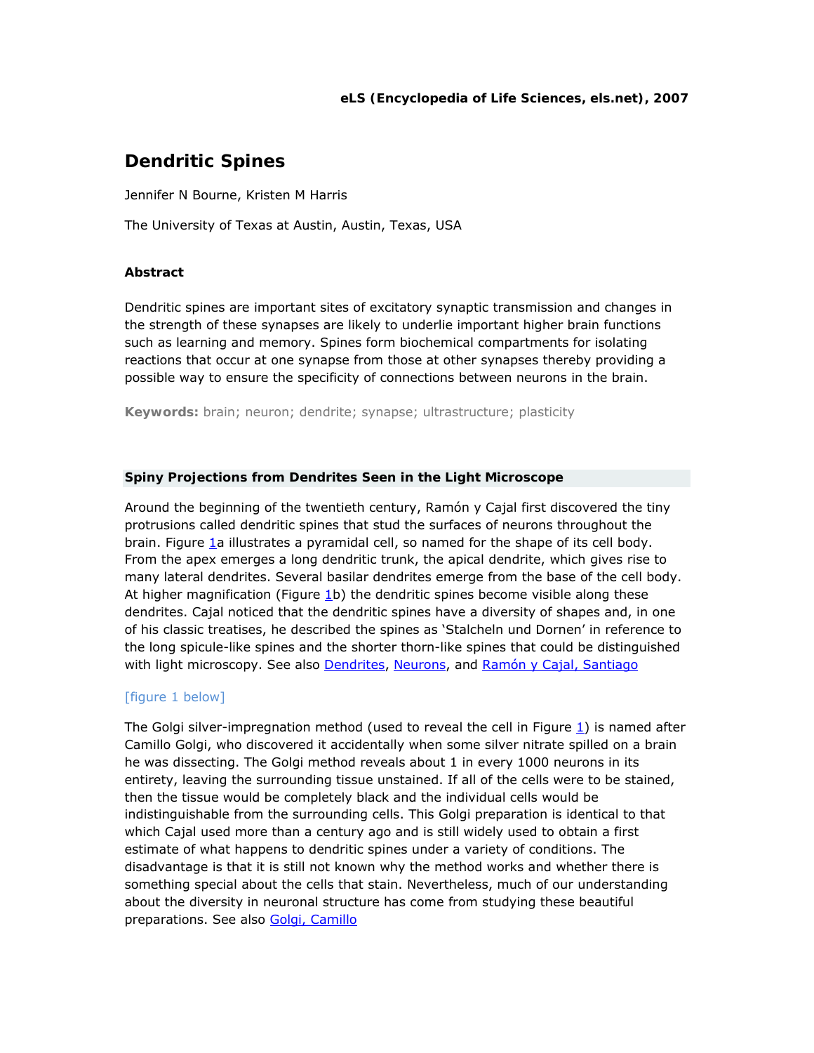**eLS (Encyclopedia of Life Sciences, els.net), 2007**

# Dendritic Spines

Jennifer N Bourne, Kristen M Harris

The University of Texas at Austin, Austin, Texas, USA

### Abstract

Dendritic spines are important sites of excitatory synaptic transmission and changes in the strength of these synapses are likely to underlie important higher brain functions such as learning and memory. Spines form biochemical compartments for isolating reactions that occur at one synapse from those at other synapses thereby providing a possible way to ensure the specificity of connections between neurons in the brain.

**Keywords:** brain; neuron; dendrite; synapse; ultrastructure; plasticity

## Spiny Projections from Dendrites Seen in the Light Microscope

Around the beginning of the twentieth century, Ramón y Cajal first discovered the tiny protrusions called dendritic spines that stud the surfaces of neurons throughout the brain. Figure 1a illustrates a pyramidal cell, so named for the shape of its cell body. From the apex emerges a long dendritic trunk, the apical dendrite, which gives rise to many lateral dendrites. Several basilar dendrites emerge from the base of the cell body. At higher magnification (Figure 1b) the dendritic spines become visible along these dendrites. Cajal noticed that the dendritic spines have a diversity of shapes and, in one of his classic treatises, he described the spines as 'Stalcheln und Dornen' in reference to the long spicule-like spines and the shorter thorn-like spines that could be distinguished with light microscopy. See also Dendrites, Neurons, and Ramón y Cajal, Santiago

[figure 1 below]

The Golgi silver-impregnation method (used to reveal the cell in Figure 1) is named after Camillo Golgi, who discovered it accidentally when some silver nitrate spilled on a brain he was dissecting. The Golgi method reveals about 1 in every 1000 neurons in its entirety, leaving the surrounding tissue unstained. If all of the cells were to be stained, then the tissue would be completely black and the individual cells would be indistinguishable from the surrounding cells. This Golgi preparation is identical to that which Cajal used more than a century ago and is still widely used to obtain a first estimate of what happens to dendritic spines under a variety of conditions. The disadvantage is that it is still not known why the method works and whether there is something special about the cells that stain. Nevertheless, much of our understanding about the diversity in neuronal structure has come from studying these beautiful preparations. See also Golgi, Camillo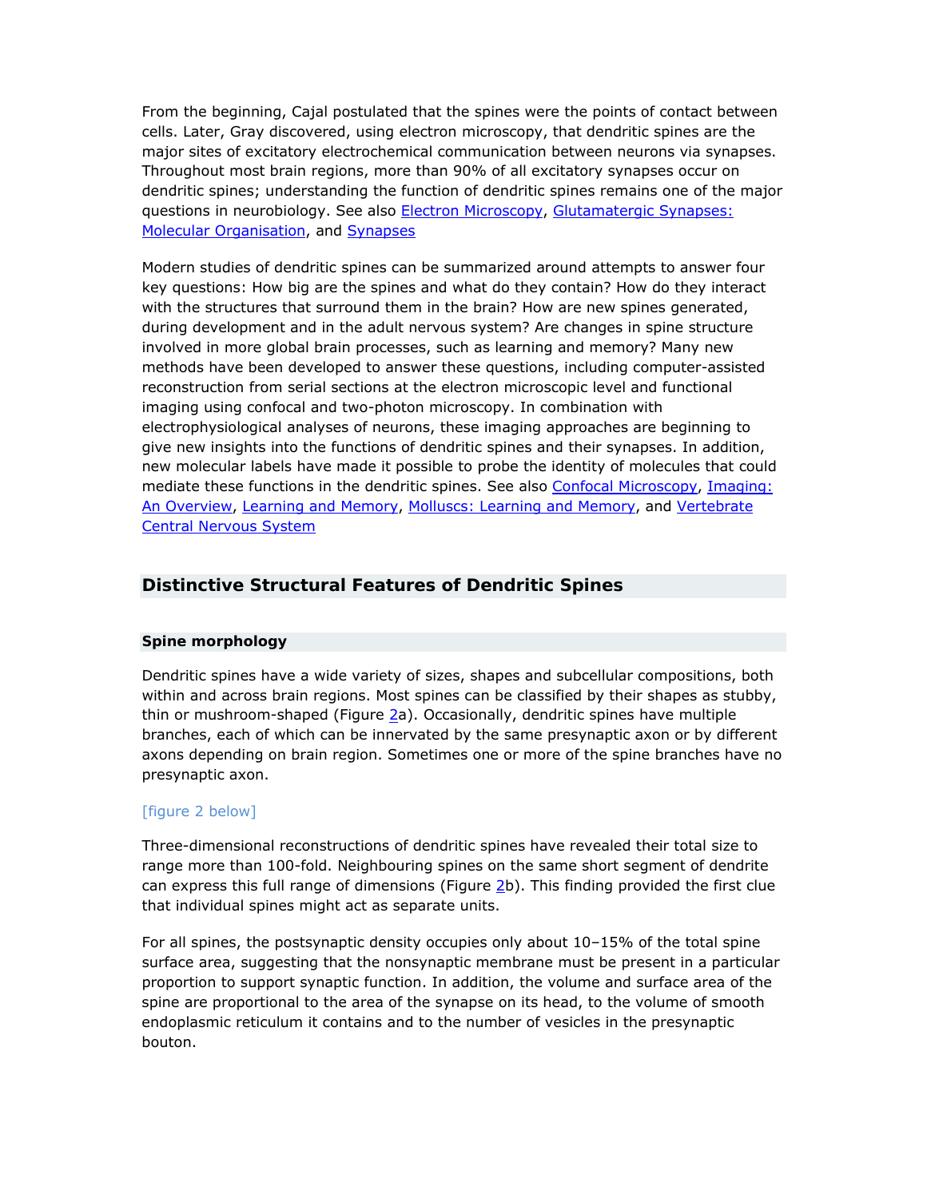From the beginning, Cajal postulated that the spines were the points of contact between cells. Later, Gray discovered, using electron microscopy, that dendritic spines are the major sites of excitatory electrochemical communication between neurons via synapses. Throughout most brain regions, more than 90% of all excitatory synapses occur on dendritic spines; understanding the function of dendritic spines remains one of the major questions in neurobiology. See also Electron Microscopy, Glutamatergic Synapses: Molecular Organisation, and Synapses

Modern studies of dendritic spines can be summarized around attempts to answer four key questions: How big are the spines and what do they contain? How do they interact with the structures that surround them in the brain? How are new spines generated, during development and in the adult nervous system? Are changes in spine structure involved in more global brain processes, such as learning and memory? Many new methods have been developed to answer these questions, including computer-assisted reconstruction from serial sections at the electron microscopic level and functional imaging using confocal and two-photon microscopy. In combination with electrophysiological analyses of neurons, these imaging approaches are beginning to give new insights into the functions of dendritic spines and their synapses. In addition, new molecular labels have made it possible to probe the identity of molecules that could mediate these functions in the dendritic spines. See also Confocal Microscopy, Imaging: An Overview, Learning and Memory, Molluscs: Learning and Memory, and Vertebrate Central Nervous System

## Distinctive Structural Features of Dendritic Spines

### Spine morphology

Dendritic spines have a wide variety of sizes, shapes and subcellular compositions, both within and across brain regions. Most spines can be classified by their shapes as stubby, thin or mushroom-shaped (Figure 2a). Occasionally, dendritic spines have multiple branches, each of which can be innervated by the same presynaptic axon or by different axons depending on brain region. Sometimes one or more of the spine branches have no presynaptic axon.

[figure 2 below]

Three-dimensional reconstructions of dendritic spines have revealed their total size to range more than 100-fold. Neighbouring spines on the same short segment of dendrite can express this full range of dimensions (Figure 2b). This finding provided the first clue that individual spines might act as separate units.

For all spines, the postsynaptic density occupies only about 10–15% of the total spine surface area, suggesting that the nonsynaptic membrane must be present in a particular proportion to support synaptic function. In addition, the volume and surface area of the spine are proportional to the area of the synapse on its head, to the volume of smooth endoplasmic reticulum it contains and to the number of vesicles in the presynaptic bouton.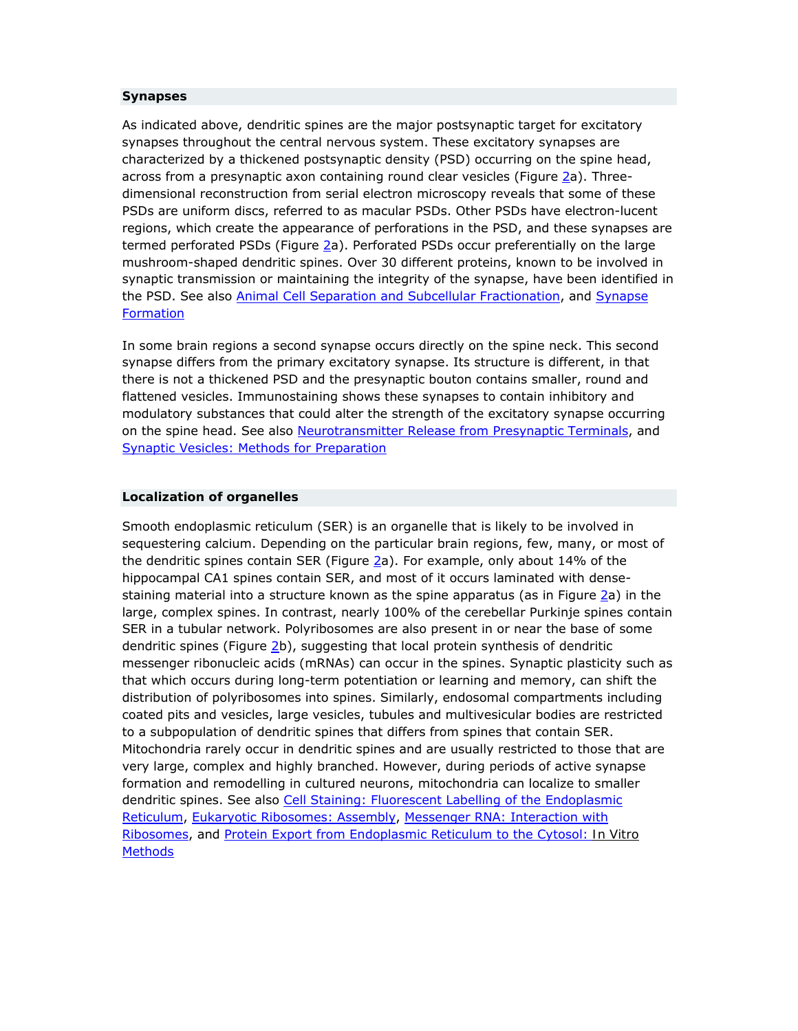## Synapses

As indicated above, dendritic spines are the major postsynaptic target for excitatory synapses throughout the central nervous system. These excitatory synapses are characterized by a thickened postsynaptic density (PSD) occurring on the spine head, across from a presynaptic axon containing round clear vesicles (Figure 2a). Three-dimensional reconstruction from serial electron microscopy reveals that some of these PSDs are uniform discs, referred to as macular PSDs. Other PSDs have electron-lucent regions, which create the appearance of perforations in the PSD, and these synapses are termed perforated PSDs (Figure 2a). Perforated PSDs occur preferentially on the large mushroom-shaped dendritic spines. Over 30 different proteins, known to be involved in synaptic transmission or maintaining the integrity of the synapse, have been identified in the PSD. See also Animal Cell Separation and Subcellular Fractionation, and Synapse Formation

In some brain regions a second synapse occurs directly on the spine neck. This second synapse differs from the primary excitatory synapse. Its structure is different, in that there is not a thickened PSD and the presynaptic bouton contains smaller, round and flattened vesicles. Immunostaining shows these synapses to contain inhibitory and modulatory substances that could alter the strength of the excitatory synapse occurring on the spine head. See also Neurotransmitter Release from Presynaptic Terminals, and Synaptic Vesicles: Methods for Preparation

## Localization of organelles

Smooth endoplasmic reticulum (SER) is an organelle that is likely to be involved in sequestering calcium. Depending on the particular brain regions, few, many, or most of the dendritic spines contain SER (Figure 2a). For example, only about 14% of the hippocampal CA1 spines contain SER, and most of it occurs laminated with dense-staining material into a structure known as the spine apparatus (as in Figure 2a) in the large, complex spines. In contrast, nearly 100% of the cerebellar Purkinje spines contain SER in a tubular network. Polyribosomes are also present in or near the base of some dendritic spines (Figure 2b), suggesting that local protein synthesis of dendritic messenger ribonucleic acids (mRNAs) can occur in the spines. Synaptic plasticity such as that which occurs during long-term potentiation or learning and memory, can shift the distribution of polyribosomes into spines. Similarly, endosomal compartments including coated pits and vesicles, large vesicles, tubules and multivesicular bodies are restricted to a subpopulation of dendritic spines that differs from spines that contain SER. Mitochondria rarely occur in dendritic spines and are usually restricted to those that are very large, complex and highly branched. However, during periods of active synapse formation and remodelling in cultured neurons, mitochondria can localize to smaller dendritic spines. See also Cell Staining: Fluorescent Labelling of the Endoplasmic Reticulum, Eukaryotic Ribosomes: Assembly, Messenger RNA: Interaction with Ribosomes, and Protein Export from Endoplasmic Reticulum to the Cytosol: *In Vitro* Methods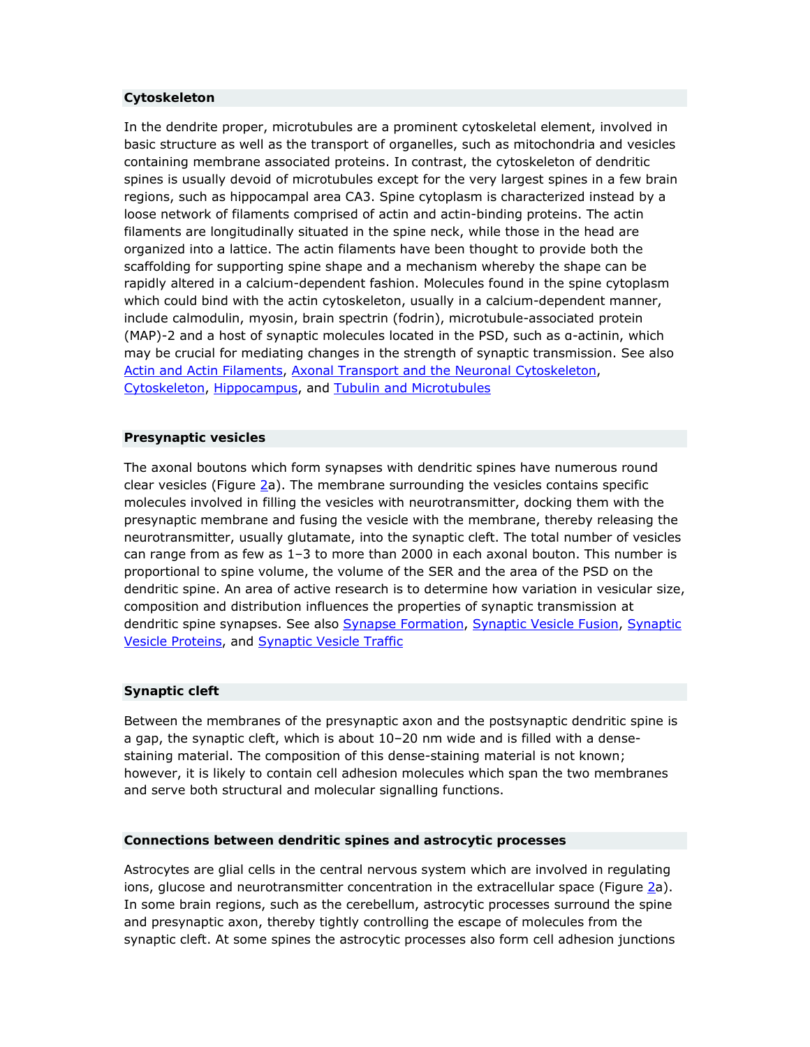### Cytoskeleton

In the dendrite proper, microtubules are a prominent cytoskeletal element, involved in basic structure as well as the transport of organelles, such as mitochondria and vesicles containing membrane associated proteins. In contrast, the cytoskeleton of dendritic spines is usually devoid of microtubules except for the very largest spines in a few brain regions, such as hippocampal area CA3. Spine cytoplasm is characterized instead by a loose network of filaments comprised of actin and actin-binding proteins. The actin filaments are longitudinally situated in the spine neck, while those in the head are organized into a lattice. The actin filaments have been thought to provide both the scaffolding for supporting spine shape and a mechanism whereby the shape can be rapidly altered in a calcium-dependent fashion. Molecules found in the spine cytoplasm which could bind with the actin cytoskeleton, usually in a calcium-dependent manner, include calmodulin, myosin, brain spectrin (fodrin), microtubule-associated protein (MAP)-2 and a host of synaptic molecules located in the PSD, such as α-actinin, which may be crucial for mediating changes in the strength of synaptic transmission. See also Actin and Actin Filaments, Axonal Transport and the Neuronal Cytoskeleton, Cytoskeleton, Hippocampus, and Tubulin and Microtubules

### Presynaptic vesicles

The axonal boutons which form synapses with dendritic spines have numerous round clear vesicles (Figure 2a). The membrane surrounding the vesicles contains specific molecules involved in filling the vesicles with neurotransmitter, docking them with the presynaptic membrane and fusing the vesicle with the membrane, thereby releasing the neurotransmitter, usually glutamate, into the synaptic cleft. The total number of vesicles can range from as few as 1–3 to more than 2000 in each axonal bouton. This number is proportional to spine volume, the volume of the SER and the area of the PSD on the dendritic spine. An area of active research is to determine how variation in vesicular size, composition and distribution influences the properties of synaptic transmission at dendritic spine synapses. See also Synapse Formation, Synaptic Vesicle Fusion, Synaptic Vesicle Proteins, and Synaptic Vesicle Traffic

### Synaptic cleft

Between the membranes of the presynaptic axon and the postsynaptic dendritic spine is a gap, the synaptic cleft, which is about 10–20 nm wide and is filled with a dense-staining material. The composition of this dense-staining material is not known; however, it is likely to contain cell adhesion molecules which span the two membranes and serve both structural and molecular signalling functions.

### Connections between dendritic spines and astrocytic processes

Astrocytes are glial cells in the central nervous system which are involved in regulating ions, glucose and neurotransmitter concentration in the extracellular space (Figure 2a). In some brain regions, such as the cerebellum, astrocytic processes surround the spine and presynaptic axon, thereby tightly controlling the escape of molecules from the synaptic cleft. At some spines the astrocytic processes also form cell adhesion junctions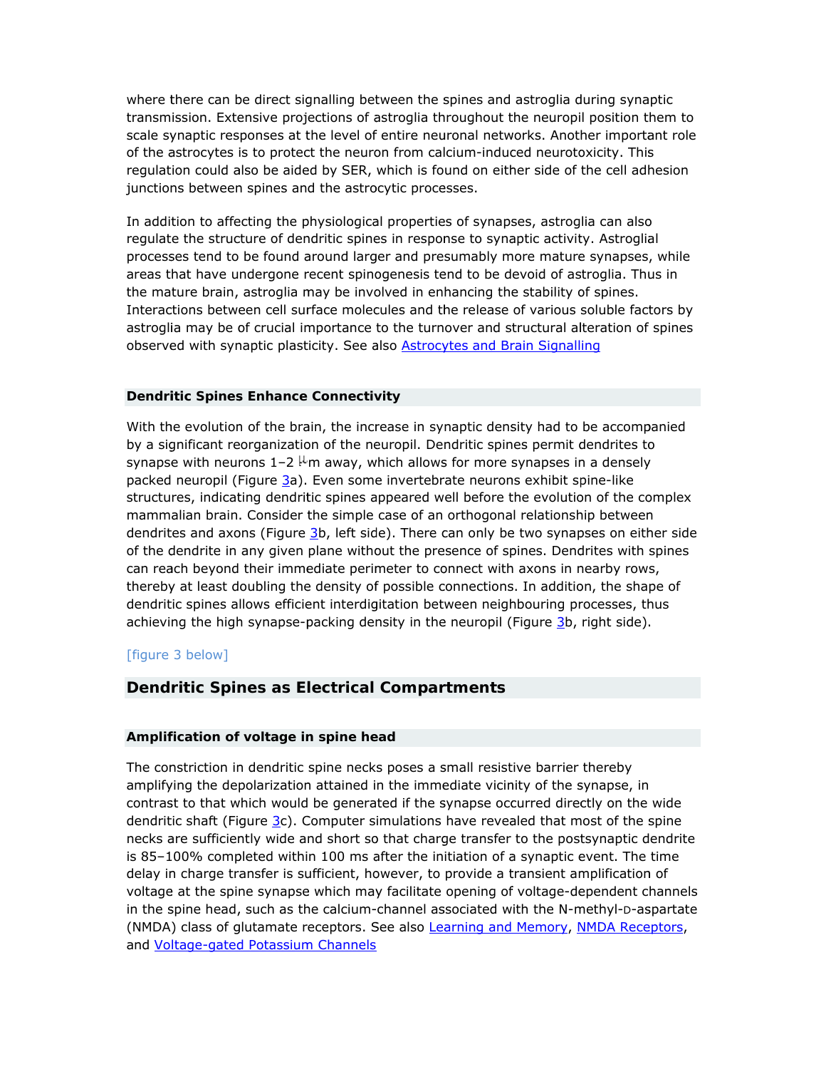where there can be direct signalling between the spines and astroglia during synaptic transmission. Extensive projections of astroglia throughout the neuropil position them to scale synaptic responses at the level of entire neuronal networks. Another important role of the astrocytes is to protect the neuron from calcium-induced neurotoxicity. This regulation could also be aided by SER, which is found on either side of the cell adhesion junctions between spines and the astrocytic processes.

In addition to affecting the physiological properties of synapses, astroglia can also regulate the structure of dendritic spines in response to synaptic activity. Astroglial processes tend to be found around larger and presumably more mature synapses, while areas that have undergone recent spinogenesis tend to be devoid of astroglia. Thus in the mature brain, astroglia may be involved in enhancing the stability of spines. Interactions between cell surface molecules and the release of various soluble factors by astroglia may be of crucial importance to the turnover and structural alteration of spines observed with synaptic plasticity. See also Astrocytes and Brain Signalling

### Dendritic Spines Enhance Connectivity

With the evolution of the brain, the increase in synaptic density had to be accompanied by a significant reorganization of the neuropil. Dendritic spines permit dendrites to synapse with neurons 1–2 μm away, which allows for more synapses in a densely packed neuropil (Figure 3a). Even some invertebrate neurons exhibit spine-like structures, indicating dendritic spines appeared well before the evolution of the complex mammalian brain. Consider the simple case of an orthogonal relationship between dendrites and axons (Figure 3b, left side). There can only be two synapses on either side of the dendrite in any given plane without the presence of spines. Dendrites with spines can reach beyond their immediate perimeter to connect with axons in nearby rows, thereby at least doubling the density of possible connections. In addition, the shape of dendritic spines allows efficient interdigitation between neighbouring processes, thus achieving the high synapse-packing density in the neuropil (Figure 3b, right side).

[figure 3 below]

## Dendritic Spines as Electrical Compartments

### Amplification of voltage in spine head

The constriction in dendritic spine necks poses a small resistive barrier thereby amplifying the depolarization attained in the immediate vicinity of the synapse, in contrast to that which would be generated if the synapse occurred directly on the wide dendritic shaft (Figure 3c). Computer simulations have revealed that most of the spine necks are sufficiently wide and short so that charge transfer to the postsynaptic dendrite is 85–100% completed within 100 ms after the initiation of a synaptic event. The time delay in charge transfer is sufficient, however, to provide a transient amplification of voltage at the spine synapse which may facilitate opening of voltage-dependent channels in the spine head, such as the calcium-channel associated with the N-methyl-D-aspartate (NMDA) class of glutamate receptors. See also Learning and Memory, NMDA Receptors, and Voltage-gated Potassium Channels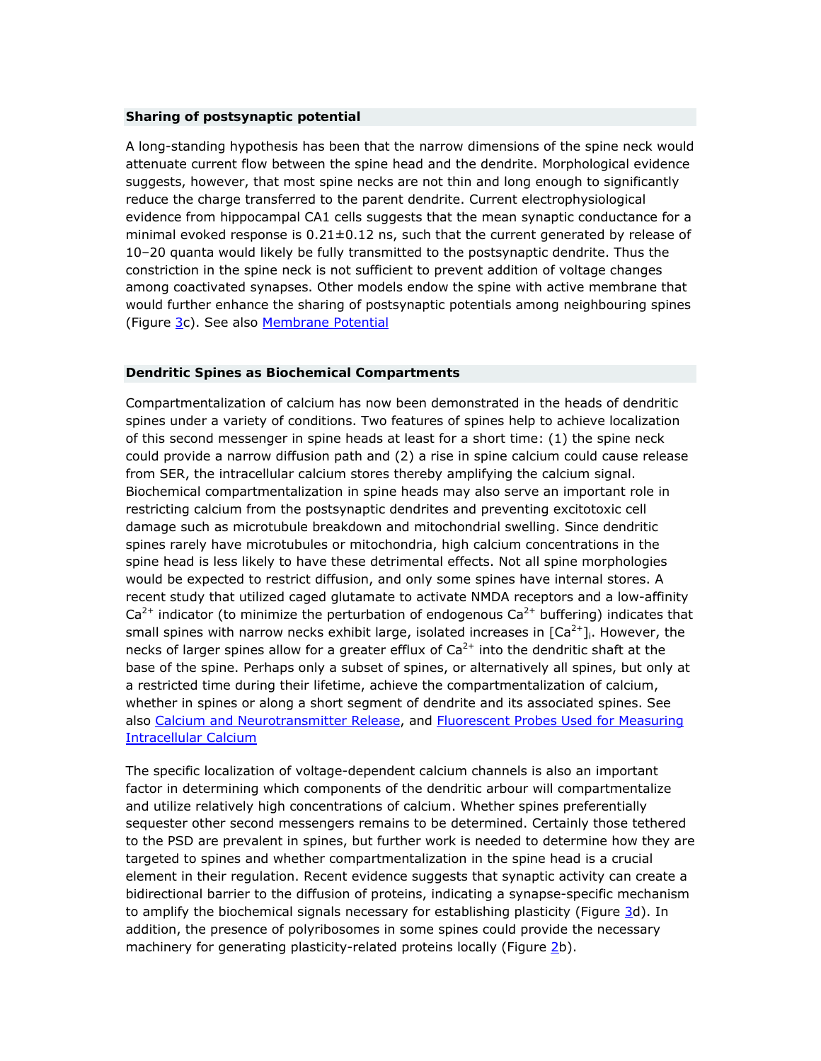### Sharing of postsynaptic potential

A long-standing hypothesis has been that the narrow dimensions of the spine neck would attenuate current flow between the spine head and the dendrite. Morphological evidence suggests, however, that most spine necks are not thin and long enough to significantly reduce the charge transferred to the parent dendrite. Current electrophysiological evidence from hippocampal CA1 cells suggests that the mean synaptic conductance for a minimal evoked response is 0.21±0.12 ns, such that the current generated by release of 10–20 quanta would likely be fully transmitted to the postsynaptic dendrite. Thus the constriction in the spine neck is not sufficient to prevent addition of voltage changes among coactivated synapses. Other models endow the spine with active membrane that would further enhance the sharing of postsynaptic potentials among neighbouring spines (Figure 3c). See also Membrane Potential

### Dendritic Spines as Biochemical Compartments

Compartmentalization of calcium has now been demonstrated in the heads of dendritic spines under a variety of conditions. Two features of spines help to achieve localization of this second messenger in spine heads at least for a short time: (1) the spine neck could provide a narrow diffusion path and (2) a rise in spine calcium could cause release from SER, the intracellular calcium stores thereby amplifying the calcium signal. Biochemical compartmentalization in spine heads may also serve an important role in restricting calcium from the postsynaptic dendrites and preventing excitotoxic cell damage such as microtubule breakdown and mitochondrial swelling. Since dendritic spines rarely have microtubules or mitochondria, high calcium concentrations in the spine head is less likely to have these detrimental effects. Not all spine morphologies would be expected to restrict diffusion, and only some spines have internal stores. A recent study that utilized caged glutamate to activate NMDA receptors and a low-affinity $Ca^{2+}$ indicator (to minimize the perturbation of endogenous $Ca^{2+}$ buffering) indicates that small spines with narrow necks exhibit large, isolated increases in $[Ca^{2+}]_i$. However, the necks of larger spines allow for a greater efflux of $Ca^{2+}$ into the dendritic shaft at the base of the spine. Perhaps only a subset of spines, or alternatively all spines, but only at a restricted time during their lifetime, achieve the compartmentalization of calcium, whether in spines or along a short segment of dendrite and its associated spines. See also Calcium and Neurotransmitter Release, and Fluorescent Probes Used for Measuring Intracellular Calcium

The specific localization of voltage-dependent calcium channels is also an important factor in determining which components of the dendritic arbour will compartmentalize and utilize relatively high concentrations of calcium. Whether spines preferentially sequester other second messengers remains to be determined. Certainly those tethered to the PSD are prevalent in spines, but further work is needed to determine how they are targeted to spines and whether compartmentalization in the spine head is a crucial element in their regulation. Recent evidence suggests that synaptic activity can create a bidirectional barrier to the diffusion of proteins, indicating a synapse-specific mechanism to amplify the biochemical signals necessary for establishing plasticity (Figure 3d). In addition, the presence of polyribosomes in some spines could provide the necessary machinery for generating plasticity-related proteins locally (Figure 2b).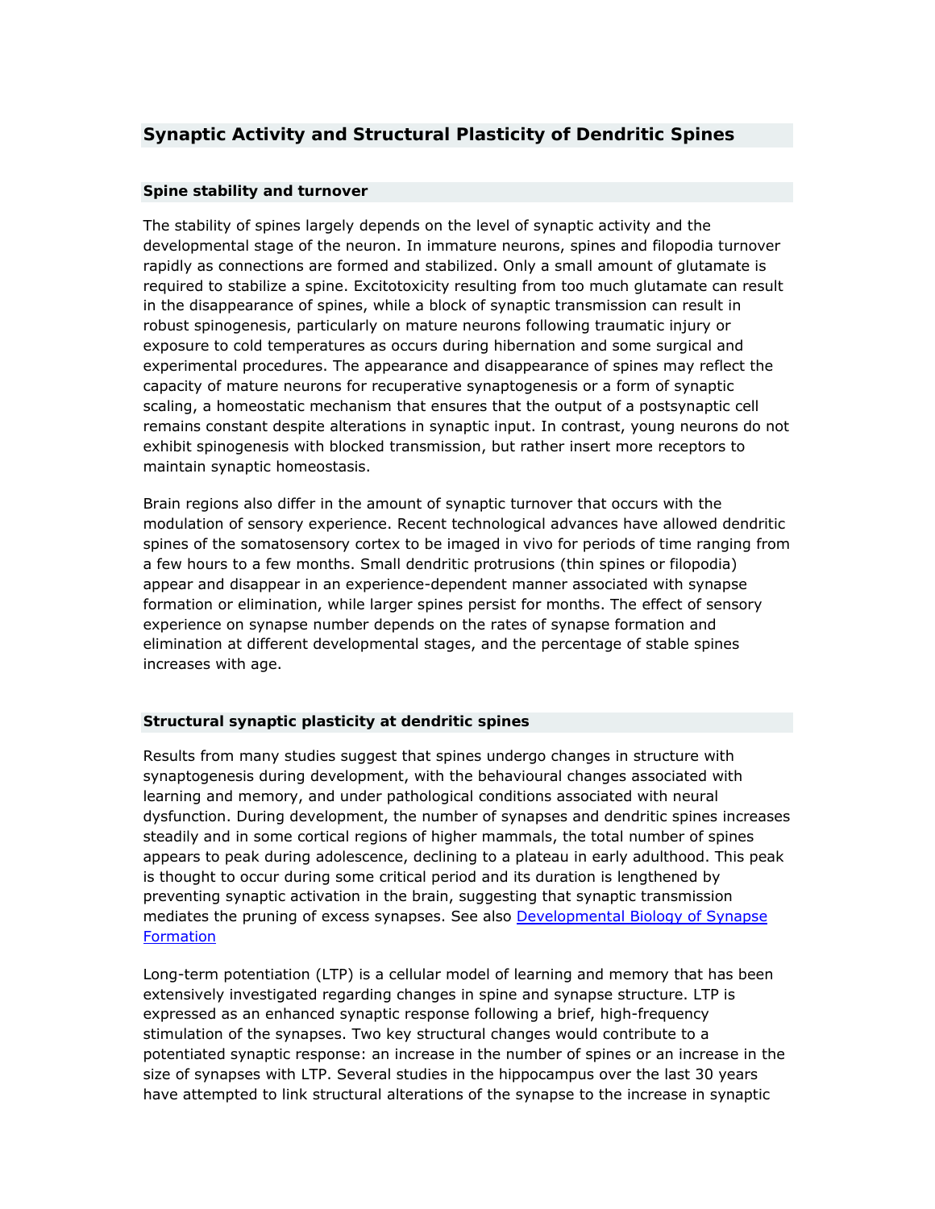## Synaptic Activity and Structural Plasticity of Dendritic Spines

### Spine stability and turnover

The stability of spines largely depends on the level of synaptic activity and the developmental stage of the neuron. In immature neurons, spines and filopodia turnover rapidly as connections are formed and stabilized. Only a small amount of glutamate is required to stabilize a spine. Excitotoxicity resulting from too much glutamate can result in the disappearance of spines, while a block of synaptic transmission can result in robust spinogenesis, particularly on mature neurons following traumatic injury or exposure to cold temperatures as occurs during hibernation and some surgical and experimental procedures. The appearance and disappearance of spines may reflect the capacity of mature neurons for recuperative synaptogenesis or a form of synaptic scaling, a homeostatic mechanism that ensures that the output of a postsynaptic cell remains constant despite alterations in synaptic input. In contrast, young neurons do not exhibit spinogenesis with blocked transmission, but rather insert more receptors to maintain synaptic homeostasis.

Brain regions also differ in the amount of synaptic turnover that occurs with the modulation of sensory experience. Recent technological advances have allowed dendritic spines of the somatosensory cortex to be imaged in vivo for periods of time ranging from a few hours to a few months. Small dendritic protrusions (thin spines or filopodia) appear and disappear in an experience-dependent manner associated with synapse formation or elimination, while larger spines persist for months. The effect of sensory experience on synapse number depends on the rates of synapse formation and elimination at different developmental stages, and the percentage of stable spines increases with age.

### Structural synaptic plasticity at dendritic spines

Results from many studies suggest that spines undergo changes in structure with synaptogenesis during development, with the behavioural changes associated with learning and memory, and under pathological conditions associated with neural dysfunction. During development, the number of synapses and dendritic spines increases steadily and in some cortical regions of higher mammals, the total number of spines appears to peak during adolescence, declining to a plateau in early adulthood. This peak is thought to occur during some critical period and its duration is lengthened by preventing synaptic activation in the brain, suggesting that synaptic transmission mediates the pruning of excess synapses. See also [Developmental Biology of Synapse Formation]

Long-term potentiation (LTP) is a cellular model of learning and memory that has been extensively investigated regarding changes in spine and synapse structure. LTP is expressed as an enhanced synaptic response following a brief, high-frequency stimulation of the synapses. Two key structural changes would contribute to a potentiated synaptic response: an increase in the number of spines or an increase in the size of synapses with LTP. Several studies in the hippocampus over the last 30 years have attempted to link structural alterations of the synapse to the increase in synaptic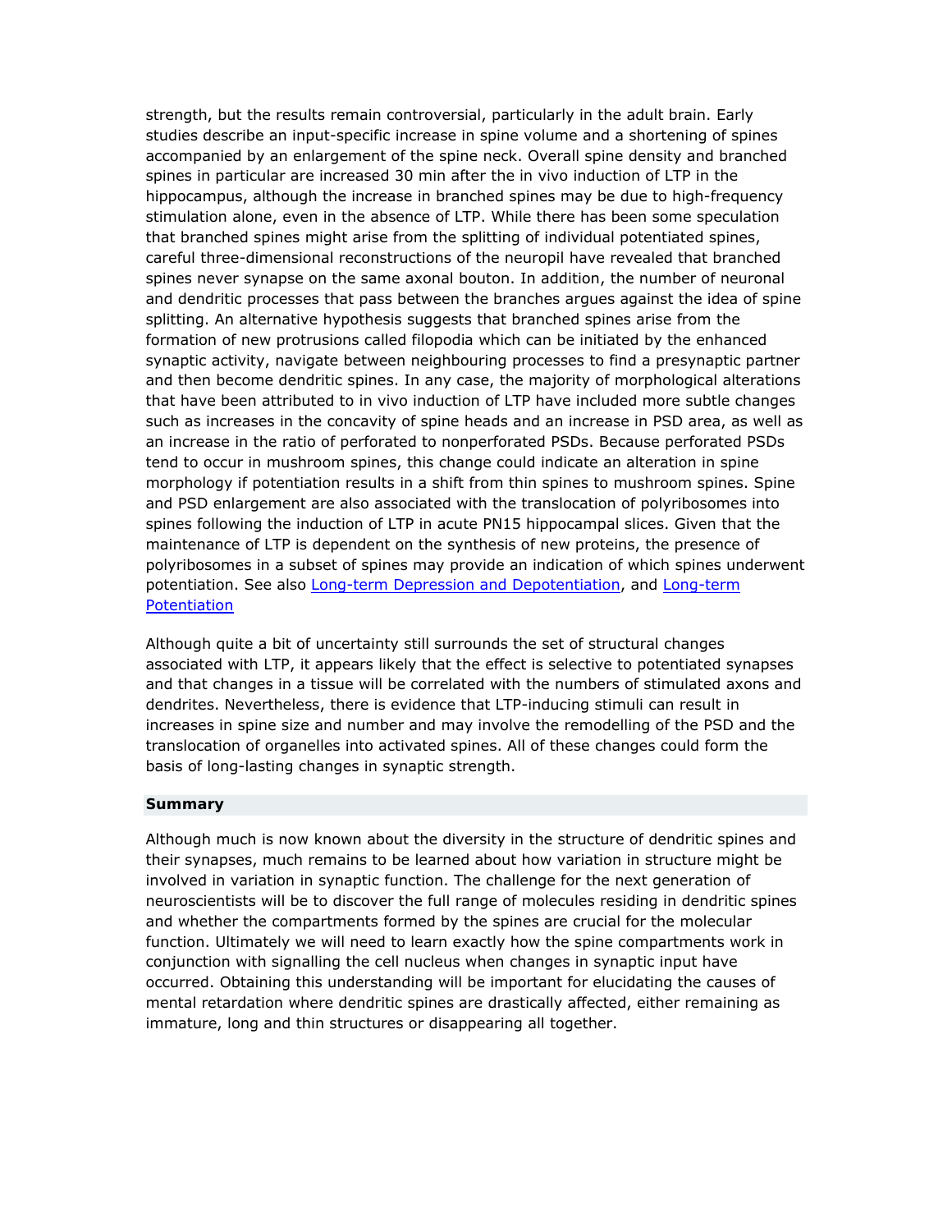strength, but the results remain controversial, particularly in the adult brain. Early studies describe an input-specific increase in spine volume and a shortening of spines accompanied by an enlargement of the spine neck. Overall spine density and branched spines in particular are increased 30 min after the in vivo induction of LTP in the hippocampus, although the increase in branched spines may be due to high-frequency stimulation alone, even in the absence of LTP. While there has been some speculation that branched spines might arise from the splitting of individual potentiated spines, careful three-dimensional reconstructions of the neuropil have revealed that branched spines never synapse on the same axonal bouton. In addition, the number of neuronal and dendritic processes that pass between the branches argues against the idea of spine splitting. An alternative hypothesis suggests that branched spines arise from the formation of new protrusions called filopodia which can be initiated by the enhanced synaptic activity, navigate between neighbouring processes to find a presynaptic partner and then become dendritic spines. In any case, the majority of morphological alterations that have been attributed to in vivo induction of LTP have included more subtle changes such as increases in the concavity of spine heads and an increase in PSD area, as well as an increase in the ratio of perforated to nonperforated PSDs. Because perforated PSDs tend to occur in mushroom spines, this change could indicate an alteration in spine morphology if potentiation results in a shift from thin spines to mushroom spines. Spine and PSD enlargement are also associated with the translocation of polyribosomes into spines following the induction of LTP in acute PN15 hippocampal slices. Given that the maintenance of LTP is dependent on the synthesis of new proteins, the presence of polyribosomes in a subset of spines may provide an indication of which spines underwent potentiation. See also [Long-term Depression and Depotentiation](), and [Long-term Potentiation]()

Although quite a bit of uncertainty still surrounds the set of structural changes associated with LTP, it appears likely that the effect is selective to potentiated synapses and that changes in a tissue will be correlated with the numbers of stimulated axons and dendrites. Nevertheless, there is evidence that LTP-inducing stimuli can result in increases in spine size and number and may involve the remodelling of the PSD and the translocation of organelles into activated spines. All of these changes could form the basis of long-lasting changes in synaptic strength.

## Summary

Although much is now known about the diversity in the structure of dendritic spines and their synapses, much remains to be learned about how variation in structure might be involved in variation in synaptic function. The challenge for the next generation of neuroscientists will be to discover the full range of molecules residing in dendritic spines and whether the compartments formed by the spines are crucial for the molecular function. Ultimately we will need to learn exactly how the spine compartments work in conjunction with signalling the cell nucleus when changes in synaptic input have occurred. Obtaining this understanding will be important for elucidating the causes of mental retardation where dendritic spines are drastically affected, either remaining as immature, long and thin structures or disappearing all together.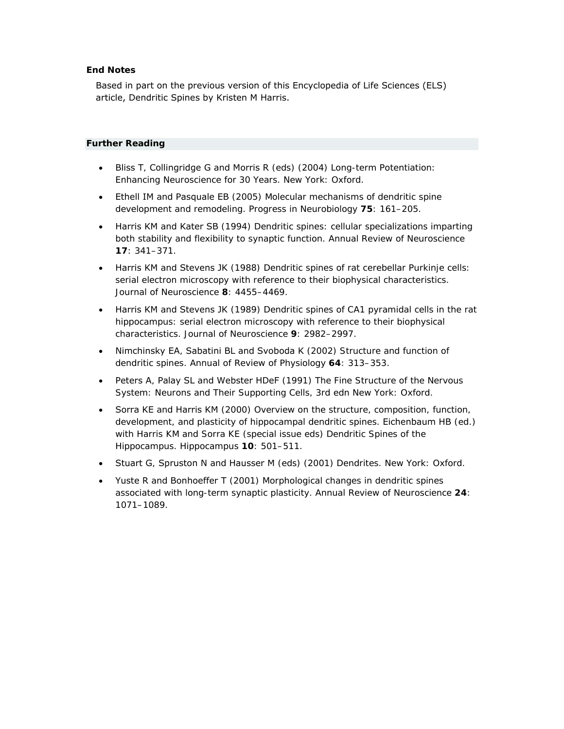## End Notes

Based in part on the previous version of this Encyclopedia of Life Sciences (ELS) article, Dendritic Spines by Kristen M Harris.

## Further Reading

- Bliss T, Collingridge G and Morris R (eds) (2004) Long-term Potentiation: Enhancing Neuroscience for 30 Years. New York: Oxford.
- Ethell IM and Pasquale EB (2005) Molecular mechanisms of dendritic spine development and remodeling. Progress in Neurobiology **75**: 161–205.
- Harris KM and Kater SB (1994) Dendritic spines: cellular specializations imparting both stability and flexibility to synaptic function. Annual Review of Neuroscience **17**: 341–371.
- Harris KM and Stevens JK (1988) Dendritic spines of rat cerebellar Purkinje cells: serial electron microscopy with reference to their biophysical characteristics. Journal of Neuroscience **8**: 4455–4469.
- Harris KM and Stevens JK (1989) Dendritic spines of CA1 pyramidal cells in the rat hippocampus: serial electron microscopy with reference to their biophysical characteristics. Journal of Neuroscience **9**: 2982–2997.
- Nimchinsky EA, Sabatini BL and Svoboda K (2002) Structure and function of dendritic spines. Annual of Review of Physiology **64**: 313–353.
- Peters A, Palay SL and Webster HDeF (1991) The Fine Structure of the Nervous System: Neurons and Their Supporting Cells, 3rd edn New York: Oxford.
- Sorra KE and Harris KM (2000) Overview on the structure, composition, function, development, and plasticity of hippocampal dendritic spines. Eichenbaum HB (ed.) with Harris KM and Sorra KE (special issue eds) Dendritic Spines of the Hippocampus. Hippocampus **10**: 501–511.
- Stuart G, Spruston N and Hausser M (eds) (2001) Dendrites. New York: Oxford.
- Yuste R and Bonhoeffer T (2001) Morphological changes in dendritic spines associated with long-term synaptic plasticity. Annual Review of Neuroscience **24**: 1071–1089.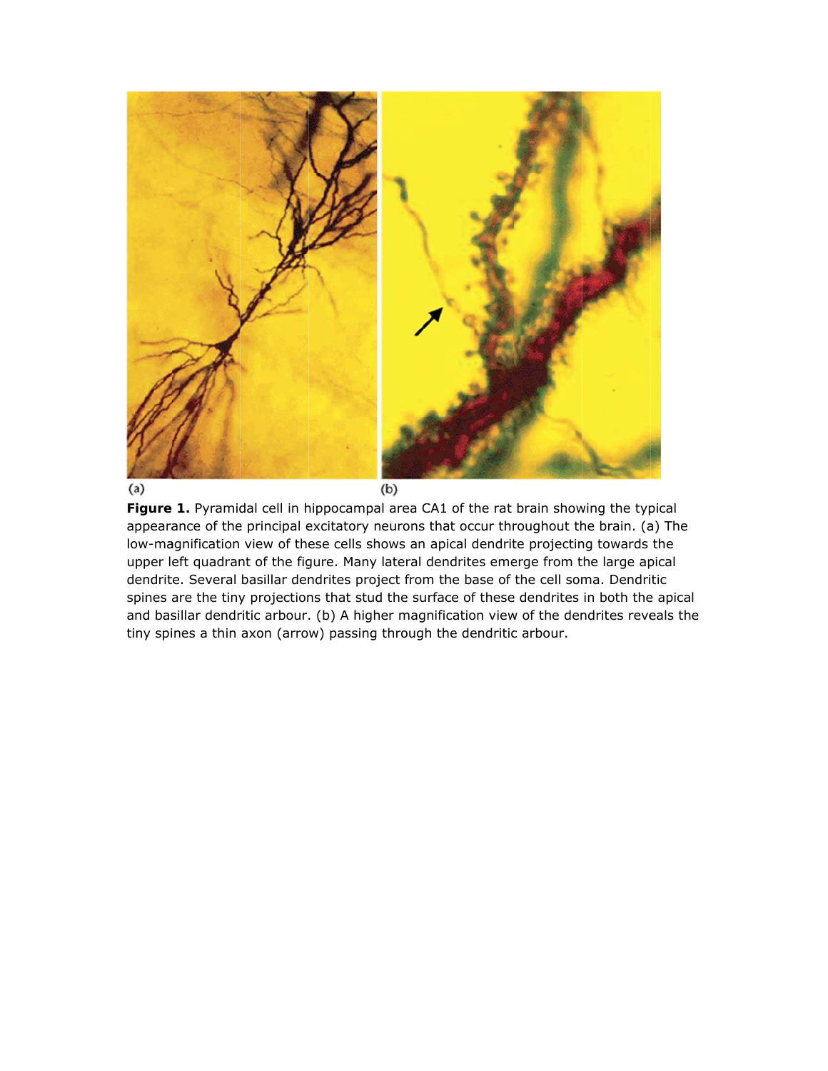(a) (b)

**Figure 1.** Pyramidal cell in hippocampal area CA1 of the rat brain showing the typical appearance of the principal excitatory neurons that occur throughout the brain. (a) The low-magnification view of these cells shows an apical dendrite projecting towards the upper left quadrant of the figure. Many lateral dendrites emerge from the large apical dendrite. Several basillar dendrites project from the base of the cell soma. Dendritic spines are the tiny projections that stud the surface of these dendrites in both the apical and basillar dendritic arbour. (b) A higher magnification view of the dendrites reveals the tiny spines a thin axon (arrow) passing through the dendritic arbour.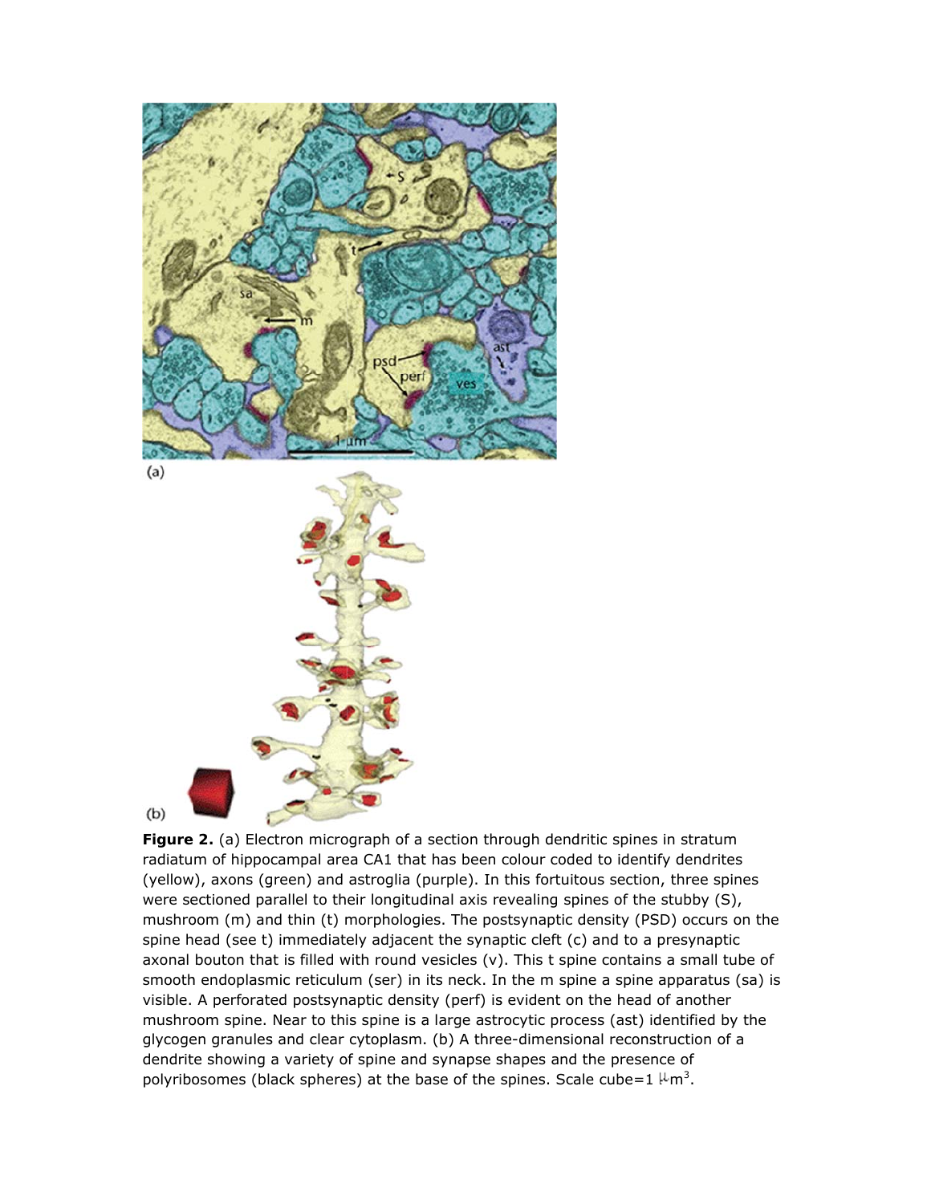**Figure 2.** (a) Electron micrograph of a section through dendritic spines in stratum radiatum of hippocampal area CA1 that has been colour coded to identify dendrites (yellow), axons (green) and astroglia (purple). In this fortuitous section, three spines were sectioned parallel to their longitudinal axis revealing spines of the stubby (S), mushroom (m) and thin (t) morphologies. The postsynaptic density (PSD) occurs on the spine head (see t) immediately adjacent the synaptic cleft (c) and to a presynaptic axonal bouton that is filled with round vesicles (v). This t spine contains a small tube of smooth endoplasmic reticulum (ser) in its neck. In the m spine a spine apparatus (sa) is visible. A perforated postsynaptic density (perf) is evident on the head of another mushroom spine. Near to this spine is a large astrocytic process (ast) identified by the glycogen granules and clear cytoplasm. (b) A three-dimensional reconstruction of a dendrite showing a variety of spine and synapse shapes and the presence of polyribosomes (black spheres) at the base of the spines. Scale cube=1 $\mu m^3$.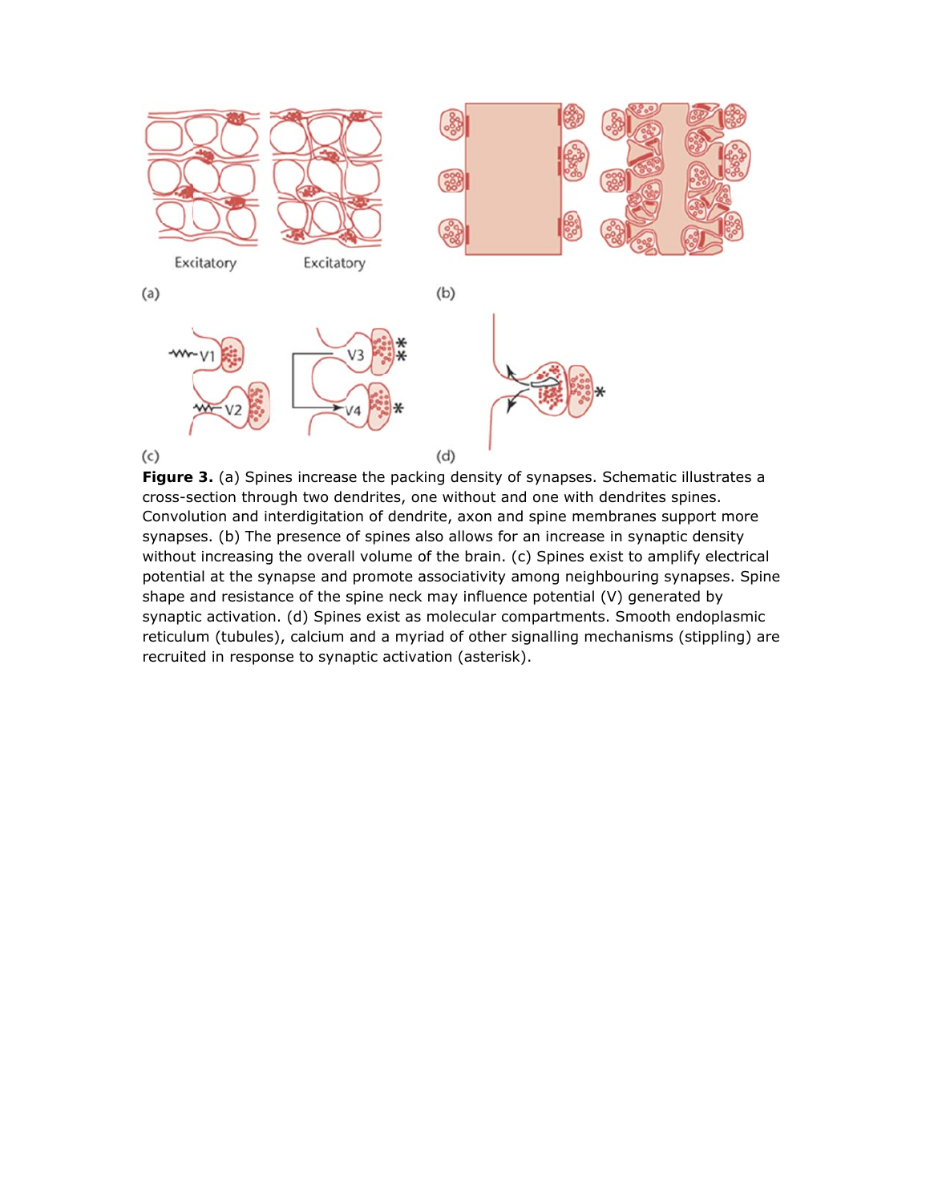Excitatory

Excitatory

(a)

(b)

V1

V2

V3

V4

(c)

(d)

**Figure 3.** (a) Spines increase the packing density of synapses. Schematic illustrates a cross-section through two dendrites, one without and one with dendrites spines. Convolution and interdigitation of dendrite, axon and spine membranes support more synapses. (b) The presence of spines also allows for an increase in synaptic density without increasing the overall volume of the brain. (c) Spines exist to amplify electrical potential at the synapse and promote associativity among neighbouring synapses. Spine shape and resistance of the spine neck may influence potential (V) generated by synaptic activation. (d) Spines exist as molecular compartments. Smooth endoplasmic reticulum (tubules), calcium and a myriad of other signalling mechanisms (stippling) are recruited in response to synaptic activation (asterisk).